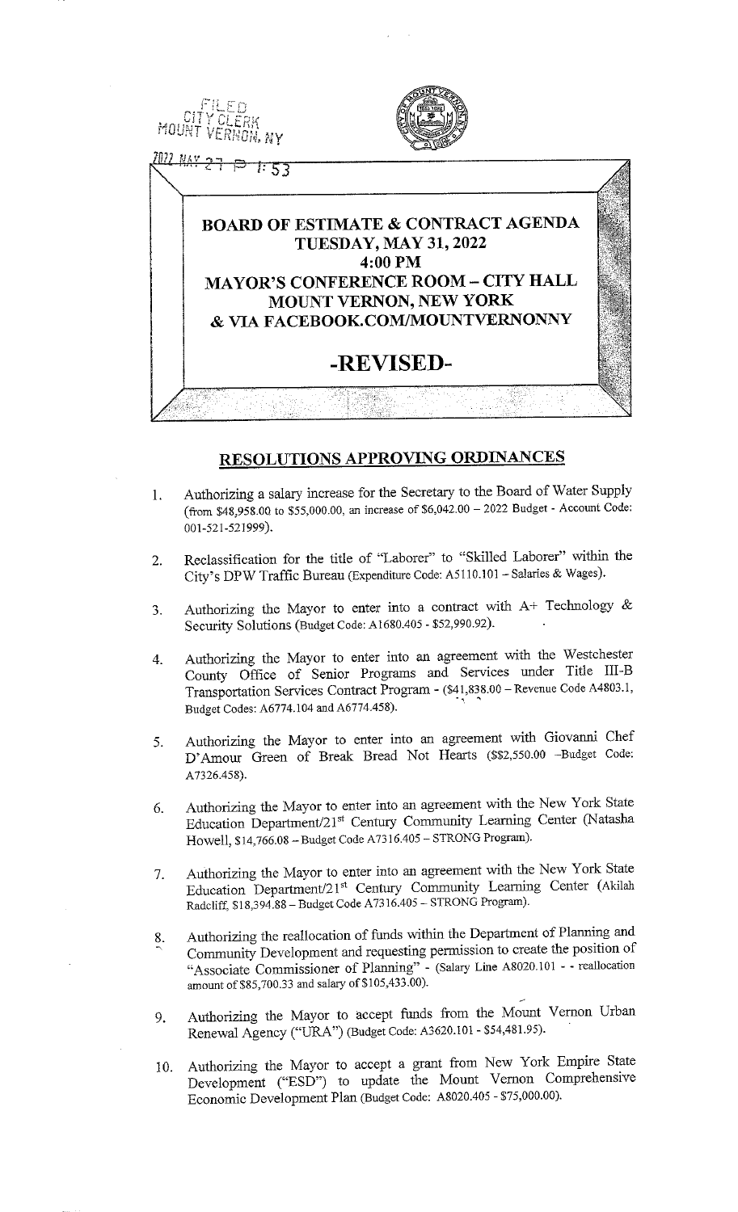FILED
CITY CLERK
MOUNT VERNON, NY

2022 MAY 27 P 1:53

**BOARD OF ESTIMATE & CONTRACT AGENDA**
**TUESDAY, MAY 31, 2022**
**4:00 PM**
**MAYOR'S CONFERENCE ROOM – CITY HALL**
**MOUNT VERNON, NEW YORK**
**& VIA FACEBOOK.COM/MOUNTVERNONNY**

# -REVISED-

## RESOLUTIONS APPROVING ORDINANCES

1. Authorizing a salary increase for the Secretary to the Board of Water Supply (from $48,958.00 to $55,000.00, an increase of $6,042.00 – 2022 Budget - Account Code: 001-521-521999).

2. Reclassification for the title of "Laborer" to "Skilled Laborer" within the City's DPW Traffic Bureau (Expenditure Code: A5110.101 – Salaries & Wages).

3. Authorizing the Mayor to enter into a contract with A+ Technology & Security Solutions (Budget Code: A1680.405 - $52,990.92).

4. Authorizing the Mayor to enter into an agreement with the Westchester County Office of Senior Programs and Services under Title III-B Transportation Services Contract Program - ($41,838.00 – Revenue Code A4803.1, Budget Codes: A6774.104 and A6774.458).

5. Authorizing the Mayor to enter into an agreement with Giovanni Chef D'Amour Green of Break Bread Not Hearts ($$2,550.00 –Budget Code: A7326.458).

6. Authorizing the Mayor to enter into an agreement with the New York State Education Department/21st Century Community Learning Center (Natasha Howell, $14,766.08 – Budget Code A7316.405 – STRONG Program).

7. Authorizing the Mayor to enter into an agreement with the New York State Education Department/21st Century Community Learning Center (Akilah Radcliff, $18,394.88 – Budget Code A7316.405 – STRONG Program).

8. Authorizing the reallocation of funds within the Department of Planning and Community Development and requesting permission to create the position of "Associate Commissioner of Planning" - (Salary Line A8020.101 - - reallocation amount of $85,700.33 and salary of $105,433.00).

9. Authorizing the Mayor to accept funds from the Mount Vernon Urban Renewal Agency ("URA") (Budget Code: A3620.101 - $54,481.95).

10. Authorizing the Mayor to accept a grant from New York Empire State Development ("ESD") to update the Mount Vernon Comprehensive Economic Development Plan (Budget Code: A8020.405 - $75,000.00).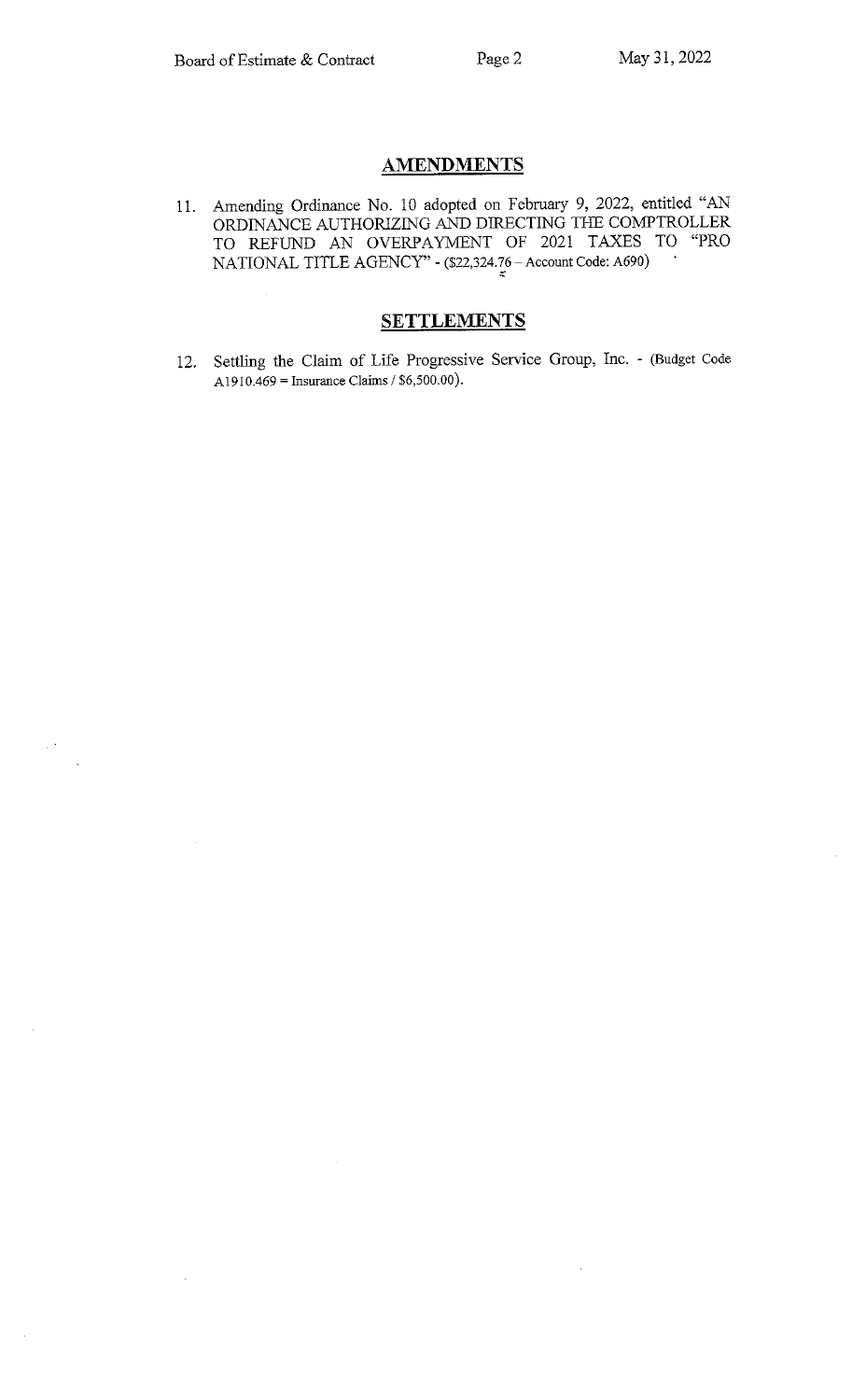## AMENDMENTS

11. Amending Ordinance No. 10 adopted on February 9, 2022, entitled "AN ORDINANCE AUTHORIZING AND DIRECTING THE COMPTROLLER TO REFUND AN OVERPAYMENT OF 2021 TAXES TO "PRO NATIONAL TITLE AGENCY" - ($22,324.76 – Account Code: A690)

## SETTLEMENTS

12. Settling the Claim of Life Progressive Service Group, Inc. - (Budget Code A1910.469 = Insurance Claims / $6,500.00).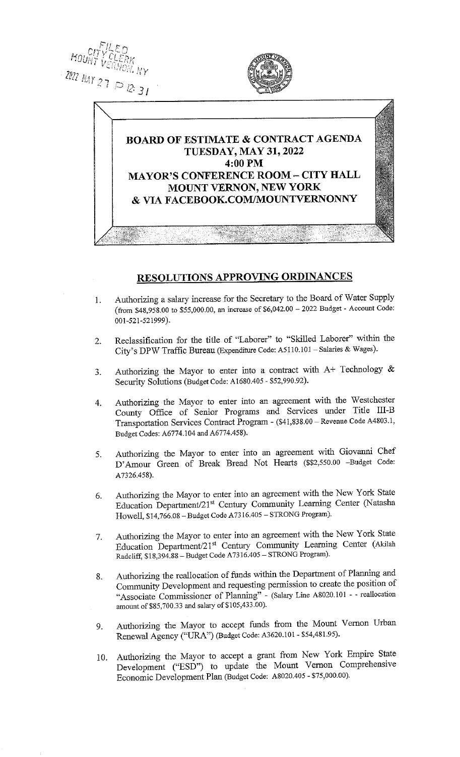FILED
CITY CLERK
MOUNT VERNON, NY
2022 MAY 27 P 12:31

# BOARD OF ESTIMATE & CONTRACT AGENDA
## TUESDAY, MAY 31, 2022
## 4:00 PM
## MAYOR'S CONFERENCE ROOM – CITY HALL
## MOUNT VERNON, NEW YORK
## & VIA FACEBOOK.COM/MOUNTVERNONNY

## RESOLUTIONS APPROVING ORDINANCES

1. Authorizing a salary increase for the Secretary to the Board of Water Supply (from $48,958.00 to $55,000.00, an increase of $6,042.00 – 2022 Budget - Account Code: 001-521-521999).

2. Reclassification for the title of "Laborer" to "Skilled Laborer" within the City's DPW Traffic Bureau (Expenditure Code: A5110.101 – Salaries & Wages).

3. Authorizing the Mayor to enter into a contract with A+ Technology & Security Solutions (Budget Code: A1680.405 - $52,990.92).

4. Authorizing the Mayor to enter into an agreement with the Westchester County Office of Senior Programs and Services under Title III-B Transportation Services Contract Program - ($41,838.00 – Revenue Code A4803.1, Budget Codes: A6774.104 and A6774.458).

5. Authorizing the Mayor to enter into an agreement with Giovanni Chef D'Amour Green of Break Bread Not Hearts ($$2,550.00 –Budget Code: A7326.458).

6. Authorizing the Mayor to enter into an agreement with the New York State Education Department/21st Century Community Learning Center (Natasha Howell, $14,766.08 – Budget Code A7316.405 – STRONG Program).

7. Authorizing the Mayor to enter into an agreement with the New York State Education Department/21st Century Community Learning Center (Akilah Radcliff, $18,394.88 – Budget Code A7316.405 – STRONG Program).

8. Authorizing the reallocation of funds within the Department of Planning and Community Development and requesting permission to create the position of "Associate Commissioner of Planning" - (Salary Line A8020.101 - - reallocation amount of $85,700.33 and salary of $105,433.00).

9. Authorizing the Mayor to accept funds from the Mount Vernon Urban Renewal Agency ("URA") (Budget Code: A3620.101 - $54,481.95).

10. Authorizing the Mayor to accept a grant from New York Empire State Development ("ESD") to update the Mount Vernon Comprehensive Economic Development Plan (Budget Code: A8020.405 - $75,000.00).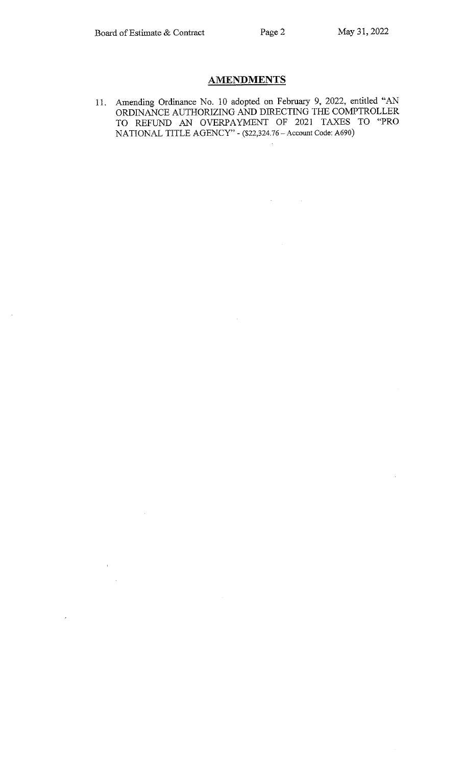## AMENDMENTS

11. Amending Ordinance No. 10 adopted on February 9, 2022, entitled "AN ORDINANCE AUTHORIZING AND DIRECTING THE COMPTROLLER TO REFUND AN OVERPAYMENT OF 2021 TAXES TO "PRO NATIONAL TITLE AGENCY" - ($22,324.76 – Account Code: A690)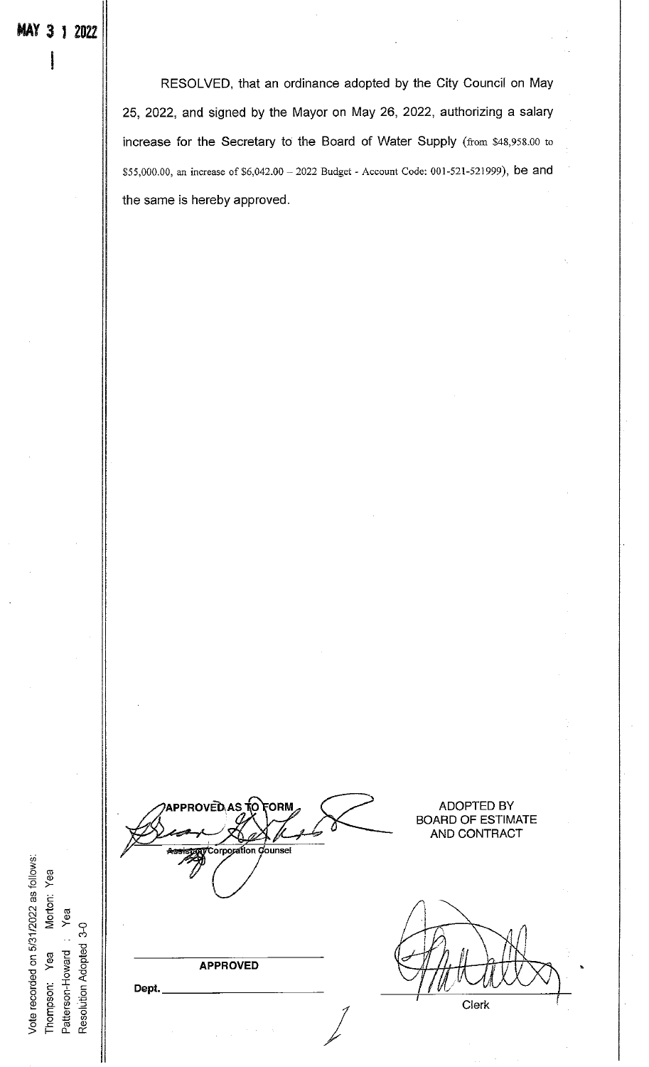MAY 3 1 2022

RESOLVED, that an ordinance adopted by the City Council on May 25, 2022, and signed by the Mayor on May 26, 2022, authorizing a salary increase for the Secretary to the Board of Water Supply (from $48,958.00 to $55,000.00, an increase of $6,042.00 – 2022 Budget - Account Code: 001-521-521999), be and the same is hereby approved.

APPROVED AS TO FORM

Assistant Corporation Counsel

ADOPTED BY BOARD OF ESTIMATE AND CONTRACT

APPROVED

Dept. ____________________

Clerk

Vote recorded on 5/31/2022 as follows:
Thompson: Yea Morton: Yea
Patterson-Howard : Yea
Resolution Adopted 3-0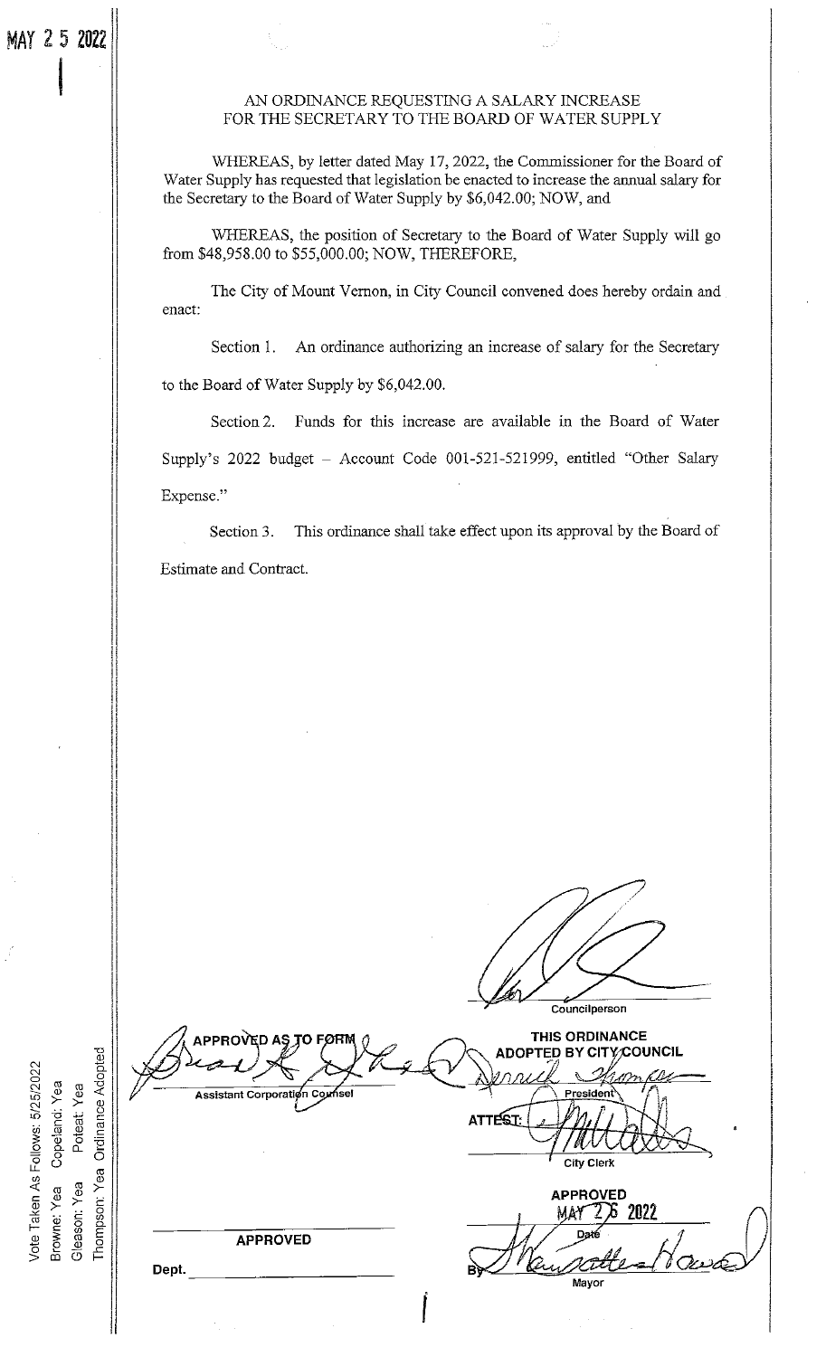MAY 2 5 2022

AN ORDINANCE REQUESTING A SALARY INCREASE
FOR THE SECRETARY TO THE BOARD OF WATER SUPPLY

WHEREAS, by letter dated May 17, 2022, the Commissioner for the Board of Water Supply has requested that legislation be enacted to increase the annual salary for the Secretary to the Board of Water Supply by $6,042.00; NOW, and

WHEREAS, the position of Secretary to the Board of Water Supply will go from $48,958.00 to $55,000.00; NOW, THEREFORE,

The City of Mount Vernon, in City Council convened does hereby ordain and enact:

Section 1. An ordinance authorizing an increase of salary for the Secretary to the Board of Water Supply by $6,042.00.

Section 2. Funds for this increase are available in the Board of Water Supply's 2022 budget – Account Code 001-521-521999, entitled "Other Salary Expense."

Section 3. This ordinance shall take effect upon its approval by the Board of Estimate and Contract.

Councilperson

APPROVED AS TO FORM

Assistant Corporation Counsel

THIS ORDINANCE
ADOPTED BY CITY COUNCIL

President

ATTEST:

City Clerk

APPROVED

Dept.

APPROVED
MAY 2 5 2022
Date

By

Mayor

Vote Taken As Follows: 5/25/2022
Browne: Yea Copeland: Yea
Gleason: Yea Poteat: Yea
Thompson: Yea Ordinance Adopted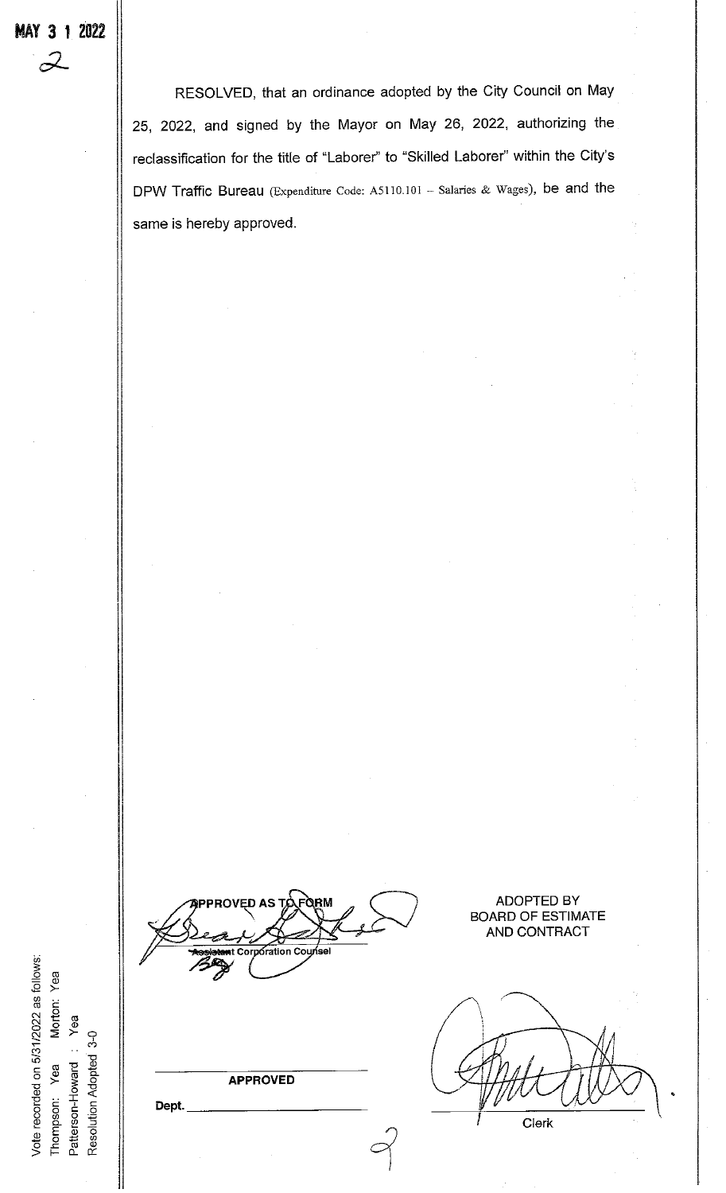MAY 3 1 2022

2

RESOLVED, that an ordinance adopted by the City Council on May 25, 2022, and signed by the Mayor on May 26, 2022, authorizing the reclassification for the title of "Laborer" to "Skilled Laborer" within the City's DPW Traffic Bureau (Expenditure Code: A5110.101 – Salaries & Wages), be and the same is hereby approved.

APPROVED AS TO FORM

Assistant Corporation Counsel

ADOPTED BY
BOARD OF ESTIMATE
AND CONTRACT

APPROVED

Dept. \_\_\_\_\_\_\_\_\_\_\_\_\_\_\_\_\_\_\_\_\_\_\_\_

Clerk

Vote recorded on 5/31/2022 as follows:
Thompson: Yea Morton: Yea
Patterson-Howard : Yea
Resolution Adopted 3-0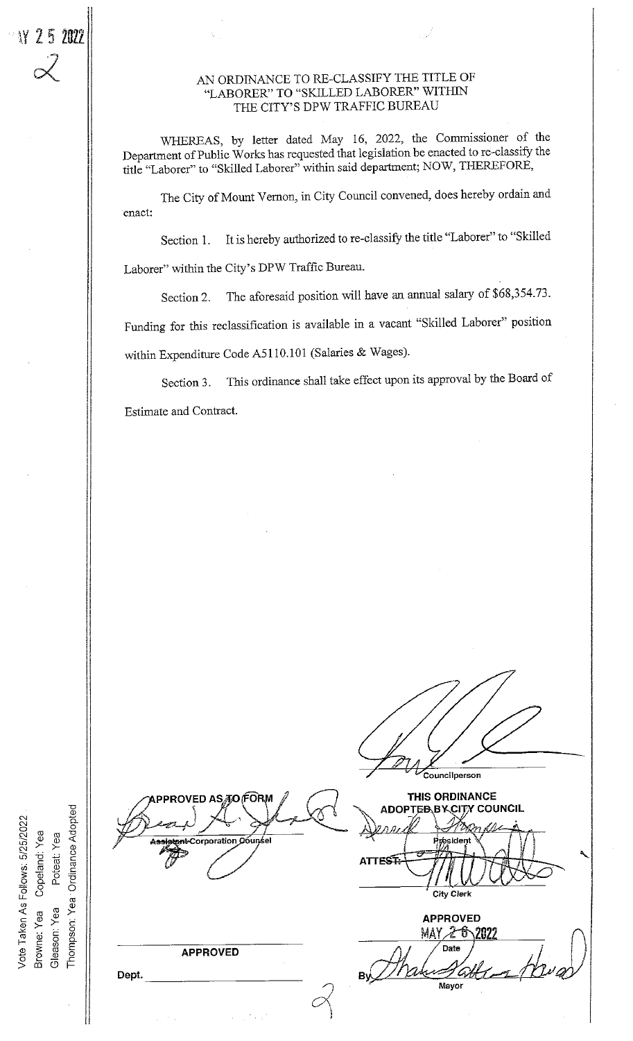MAY 2 5 2022

2

# AN ORDINANCE TO RE-CLASSIFY THE TITLE OF "LABORER" TO "SKILLED LABORER" WITHIN THE CITY'S DPW TRAFFIC BUREAU

WHEREAS, by letter dated May 16, 2022, the Commissioner of the Department of Public Works has requested that legislation be enacted to re-classify the title "Laborer" to "Skilled Laborer" within said department; NOW, THEREFORE,

The City of Mount Vernon, in City Council convened, does hereby ordain and enact:

Section 1. It is hereby authorized to re-classify the title "Laborer" to "Skilled Laborer" within the City's DPW Traffic Bureau.

Section 2. The aforesaid position will have an annual salary of $68,354.73. Funding for this reclassification is available in a vacant "Skilled Laborer" position within Expenditure Code A5110.101 (Salaries & Wages).

Section 3. This ordinance shall take effect upon its approval by the Board of Estimate and Contract.

Councilperson

APPROVED AS TO FORM

Assistant Corporation Counsel

THIS ORDINANCE ADOPTED BY CITY COUNCIL

President

ATTEST:

City Clerk

APPROVED

Dept.

APPROVED

MAY 26 2022

Date

By

Mayor

Vote Taken As Follows: 5/25/2022
Browne: Yea Copeland: Yea
Gleason: Yea Poteat: Yea
Thompson: Yea Ordinance Adopted

2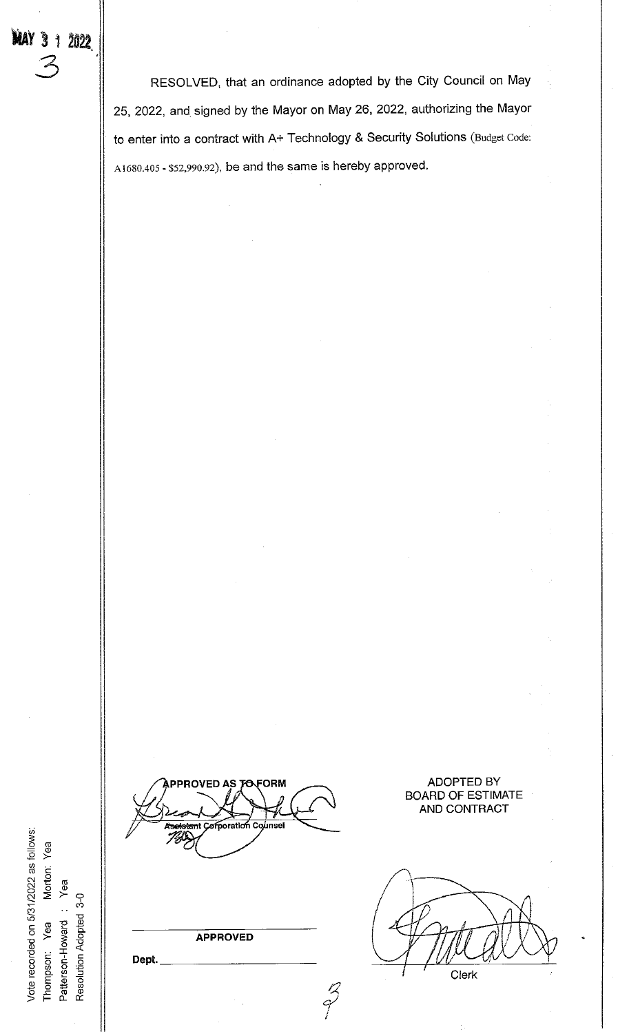MAY 3 1 2022

3

RESOLVED, that an ordinance adopted by the City Council on May 25, 2022, and signed by the Mayor on May 26, 2022, authorizing the Mayor to enter into a contract with A+ Technology & Security Solutions (Budget Code: A1680.405 - $52,990.92), be and the same is hereby approved.

APPROVED AS TO FORM

Assistant Corporation Counsel

ADOPTED BY
BOARD OF ESTIMATE
AND CONTRACT

APPROVED

Dept. ______________

Clerk

Vote recorded on 5/31/2022 as follows:
Thompson: Yea Morton: Yea
Patterson-Howard : Yea
Resolution Adopted 3-0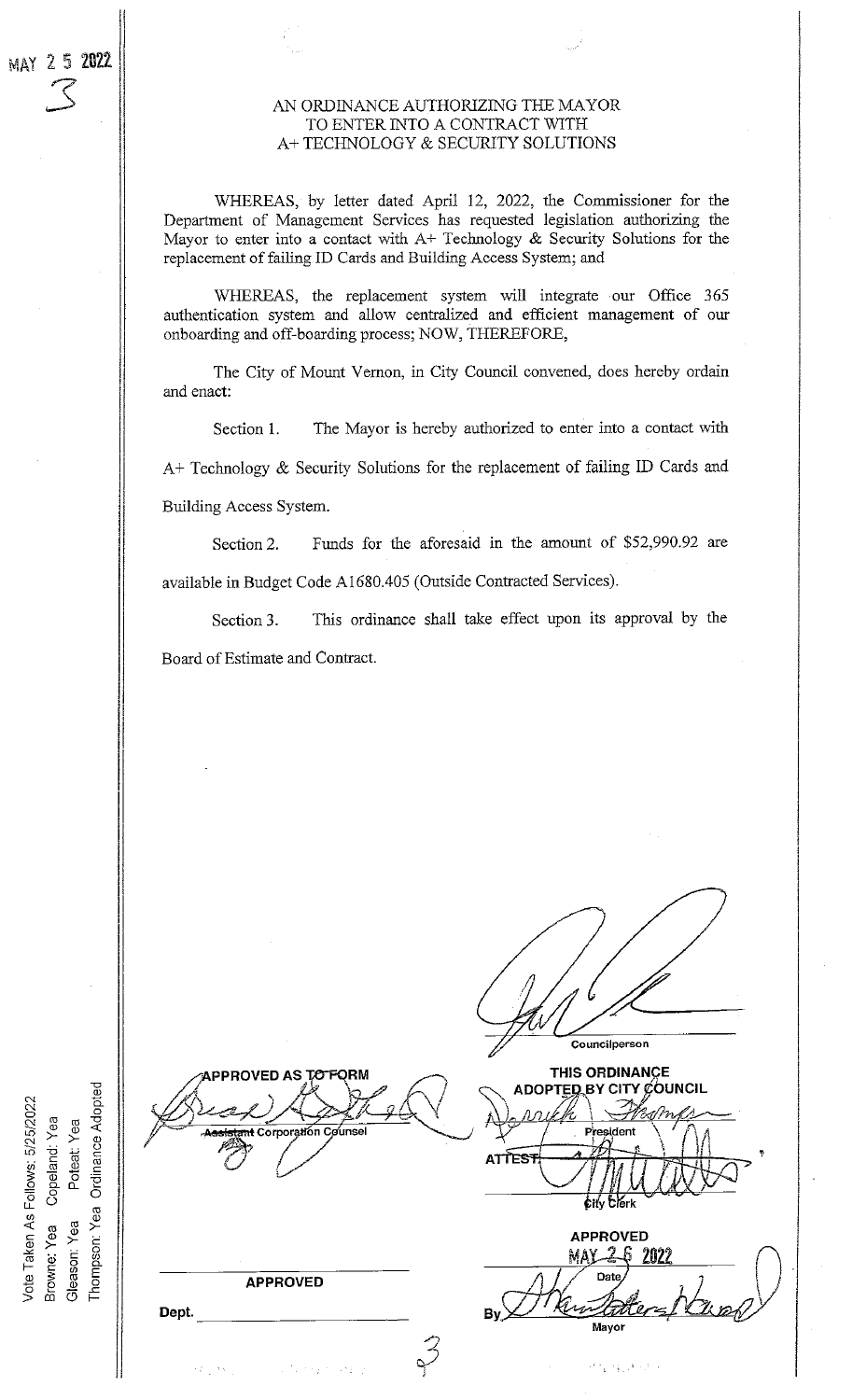MAY 25 2022

3

# AN ORDINANCE AUTHORIZING THE MAYOR TO ENTER INTO A CONTRACT WITH A+ TECHNOLOGY & SECURITY SOLUTIONS

WHEREAS, by letter dated April 12, 2022, the Commissioner for the Department of Management Services has requested legislation authorizing the Mayor to enter into a contact with A+ Technology & Security Solutions for the replacement of failing ID Cards and Building Access System; and

WHEREAS, the replacement system will integrate our Office 365 authentication system and allow centralized and efficient management of our onboarding and off-boarding process; NOW, THEREFORE,

The City of Mount Vernon, in City Council convened, does hereby ordain and enact:

Section 1. The Mayor is hereby authorized to enter into a contact with A+ Technology & Security Solutions for the replacement of failing ID Cards and Building Access System.

Section 2. Funds for the aforesaid in the amount of $52,990.92 are available in Budget Code A1680.405 (Outside Contracted Services).

Section 3. This ordinance shall take effect upon its approval by the Board of Estimate and Contract.

Councilperson

APPROVED AS TO FORM

Assistant Corporation Counsel

THIS ORDINANCE ADOPTED BY CITY COUNCIL

President

ATTEST:

City Clerk

APPROVED

MAY 26 2022

Date

By

Mayor

APPROVED

Dept.

Vote Taken As Follows: 5/25/2022
Browne: Yea Copeland: Yea
Gleason: Yea Poteat: Yea
Thompson: Yea Ordinance Adopted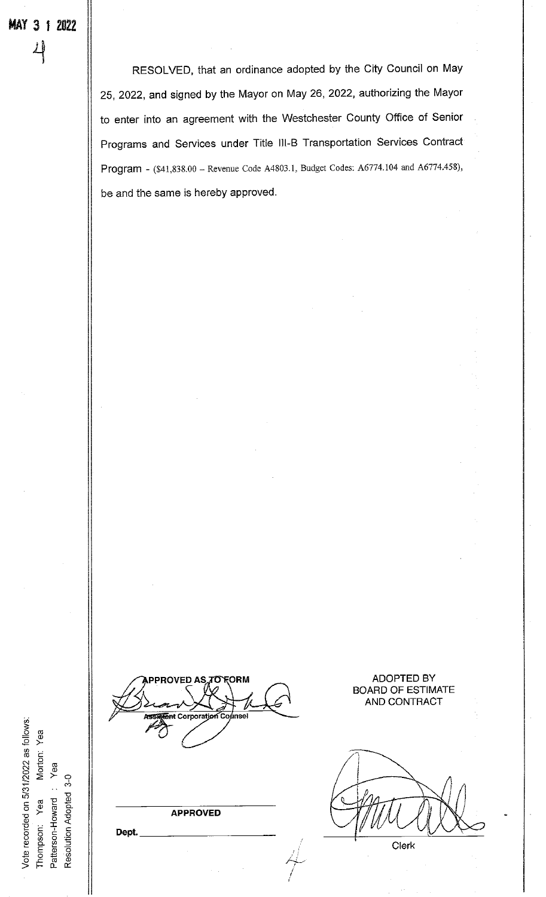MAY 3 1 2022

4

RESOLVED, that an ordinance adopted by the City Council on May 25, 2022, and signed by the Mayor on May 26, 2022, authorizing the Mayor to enter into an agreement with the Westchester County Office of Senior Programs and Services under Title III-B Transportation Services Contract Program - ($41,838.00 – Revenue Code A4803.1, Budget Codes: A6774.104 and A6774.458), be and the same is hereby approved.

APPROVED AS TO FORM

Assistant Corporation Counsel

APPROVED

Dept. ______________________

ADOPTED BY
BOARD OF ESTIMATE
AND CONTRACT

Clerk

Vote recorded on 5/31/2022 as follows:
Thompson: Yea    Morton: Yea
Patterson-Howard : Yea
Resolution Adopted 3-0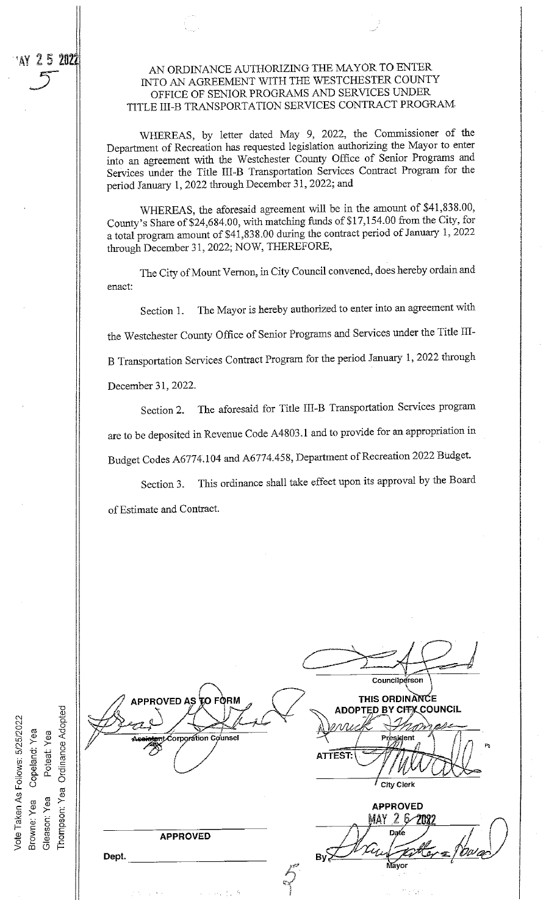MAY 25 2022

5

# AN ORDINANCE AUTHORIZING THE MAYOR TO ENTER INTO AN AGREEMENT WITH THE WESTCHESTER COUNTY OFFICE OF SENIOR PROGRAMS AND SERVICES UNDER TITLE III-B TRANSPORTATION SERVICES CONTRACT PROGRAM

WHEREAS, by letter dated May 9, 2022, the Commissioner of the Department of Recreation has requested legislation authorizing the Mayor to enter into an agreement with the Westchester County Office of Senior Programs and Services under the Title III-B Transportation Services Contract Program for the period January 1, 2022 through December 31, 2022; and

WHEREAS, the aforesaid agreement will be in the amount of $41,838.00, County's Share of $24,684.00, with matching funds of $17,154.00 from the City, for a total program amount of $41,838.00 during the contract period of January 1, 2022 through December 31, 2022; NOW, THEREFORE,

The City of Mount Vernon, in City Council convened, does hereby ordain and enact:

Section 1. The Mayor is hereby authorized to enter into an agreement with the Westchester County Office of Senior Programs and Services under the Title III-B Transportation Services Contract Program for the period January 1, 2022 through December 31, 2022.

Section 2. The aforesaid for Title III-B Transportation Services program are to be deposited in Revenue Code A4803.1 and to provide for an appropriation in Budget Codes A6774.104 and A6774.458, Department of Recreation 2022 Budget.

Section 3. This ordinance shall take effect upon its approval by the Board of Estimate and Contract.

Councilperson

APPROVED AS TO FORM

Assistant Corporation Counsel

THIS ORDINANCE ADOPTED BY CITY COUNCIL

President

ATTEST:

City Clerk

APPROVED

MAY 26 2022

Date

By

Mayor

APPROVED

Dept.

Vote Taken As Follows: 5/25/2022
Browne: Yea Copeland: Yea
Gleason: Yea Poteat: Yea
Thompson: Yea Ordinance Adopted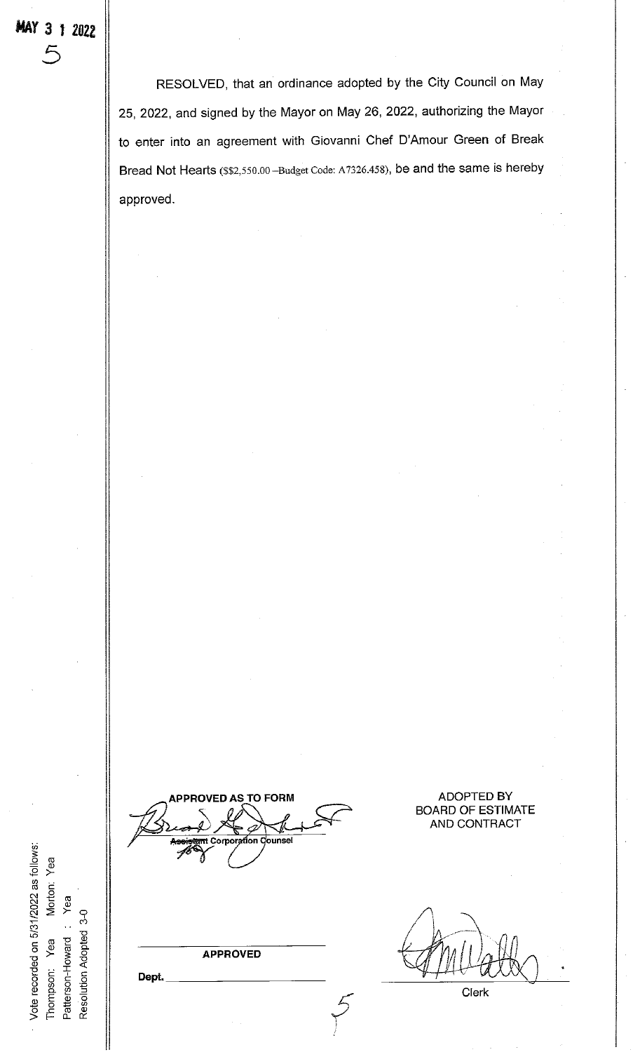MAY 3 1 2022

5

RESOLVED, that an ordinance adopted by the City Council on May 25, 2022, and signed by the Mayor on May 26, 2022, authorizing the Mayor to enter into an agreement with Giovanni Chef D'Amour Green of Break Bread Not Hearts ($$2,550.00 –Budget Code: A7326.458), be and the same is hereby approved.

APPROVED AS TO FORM

Assistant Corporation Counsel

ADOPTED BY
BOARD OF ESTIMATE
AND CONTRACT

APPROVED

Dept.

Clerk

Vote recorded on 5/31/2022 as follows:
Thompson: Yea Morton: Yea
Patterson-Howard : Yea
Resolution Adopted 3-0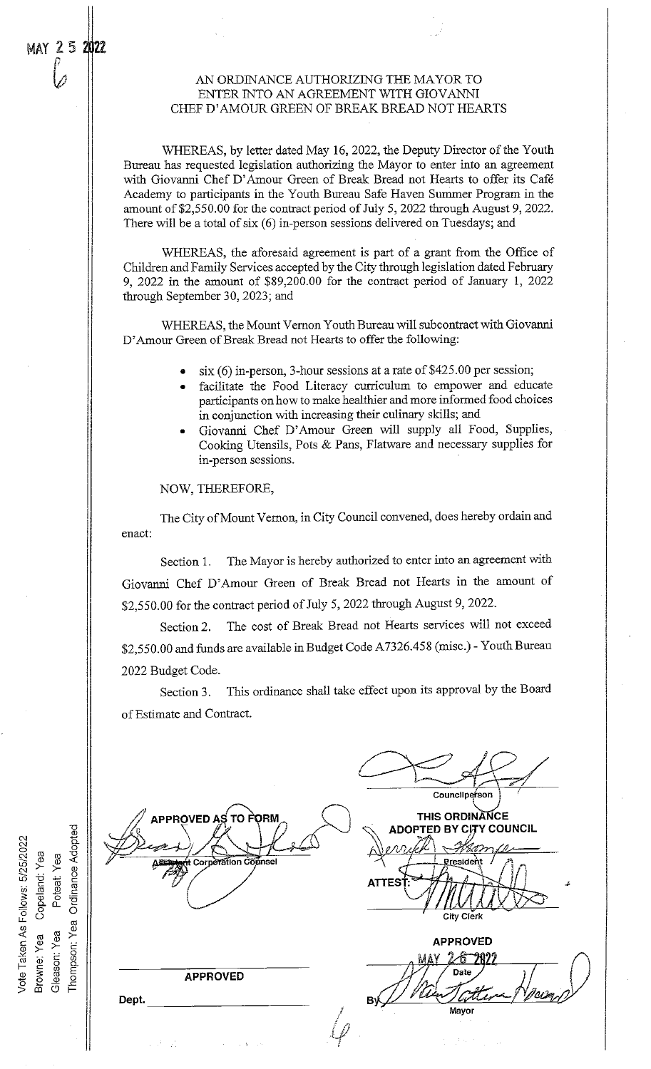MAY 25 2022

6

# AN ORDINANCE AUTHORIZING THE MAYOR TO ENTER INTO AN AGREEMENT WITH GIOVANNI CHEF D'AMOUR GREEN OF BREAK BREAD NOT HEARTS

WHEREAS, by letter dated May 16, 2022, the Deputy Director of the Youth Bureau has requested legislation authorizing the Mayor to enter into an agreement with Giovanni Chef D'Amour Green of Break Bread not Hearts to offer its Café Academy to participants in the Youth Bureau Safe Haven Summer Program in the amount of $2,550.00 for the contract period of July 5, 2022 through August 9, 2022. There will be a total of six (6) in-person sessions delivered on Tuesdays; and

WHEREAS, the aforesaid agreement is part of a grant from the Office of Children and Family Services accepted by the City through legislation dated February 9, 2022 in the amount of $89,200.00 for the contract period of January 1, 2022 through September 30, 2023; and

WHEREAS, the Mount Vernon Youth Bureau will subcontract with Giovanni D'Amour Green of Break Bread not Hearts to offer the following:

- six (6) in-person, 3-hour sessions at a rate of $425.00 per session;
- facilitate the Food Literacy curriculum to empower and educate participants on how to make healthier and more informed food choices in conjunction with increasing their culinary skills; and
- Giovanni Chef D'Amour Green will supply all Food, Supplies, Cooking Utensils, Pots & Pans, Flatware and necessary supplies for in-person sessions.

NOW, THEREFORE,

The City of Mount Vernon, in City Council convened, does hereby ordain and enact:

Section 1. The Mayor is hereby authorized to enter into an agreement with Giovanni Chef D'Amour Green of Break Bread not Hearts in the amount of $2,550.00 for the contract period of July 5, 2022 through August 9, 2022.

Section 2. The cost of Break Bread not Hearts services will not exceed $2,550.00 and funds are available in Budget Code A7326.458 (misc.) - Youth Bureau 2022 Budget Code.

Section 3. This ordinance shall take effect upon its approval by the Board of Estimate and Contract.

Councilperson

APPROVED AS TO FORM

Assistant Corporation Counsel

THIS ORDINANCE ADOPTED BY CITY COUNCIL

President

ATTEST:

City Clerk

APPROVED

Dept.

APPROVED

MAY 26 2022

Date

By

Mayor

Vote Taken As Follows: 5/25/2022
Browne: Yea Copeland: Yea
Gleason: Yea Poteat: Yea
Thompson: Yea Ordinance Adopted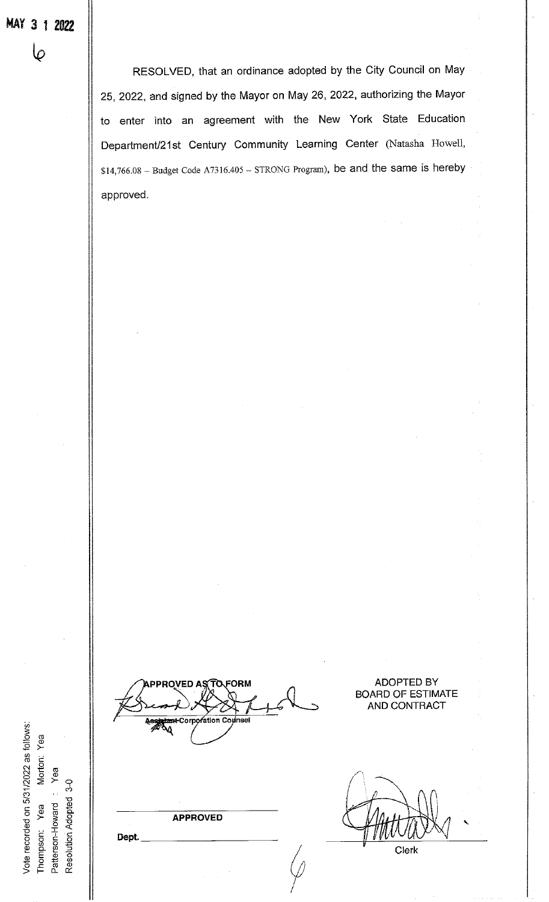MAY 3 1 2022

6

RESOLVED, that an ordinance adopted by the City Council on May 25, 2022, and signed by the Mayor on May 26, 2022, authorizing the Mayor to enter into an agreement with the New York State Education Department/21st Century Community Learning Center (Natasha Howell, $14,766.08 – Budget Code A7316.405 – STRONG Program), be and the same is hereby approved.

APPROVED AS TO FORM

Assistant Corporation Counsel

ADOPTED BY
BOARD OF ESTIMATE
AND CONTRACT

APPROVED

Dept. ______________________

Clerk

Vote recorded on 5/31/2022 as follows:
Thompson: Yea  Morton: Yea
Patterson-Howard : Yea
Resolution Adopted 3-0

6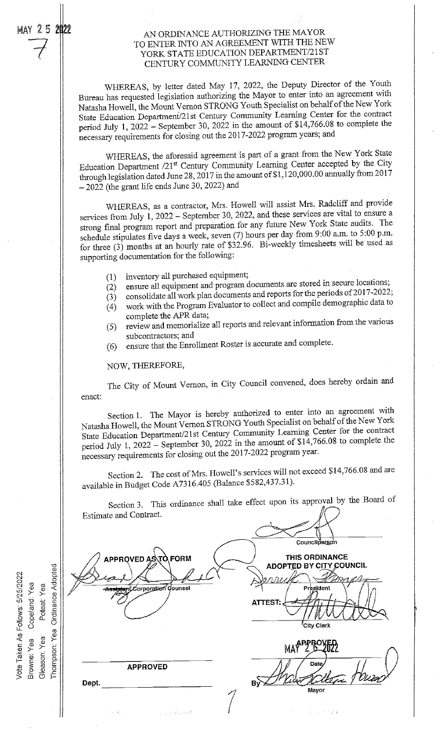MAY 25 2022

7

# AN ORDINANCE AUTHORIZING THE MAYOR TO ENTER INTO AN AGREEMENT WITH THE NEW YORK STATE EDUCATION DEPARTMENT/21ST CENTURY COMMUNITY LEARNING CENTER

WHEREAS, by letter dated May 17, 2022, the Deputy Director of the Youth Bureau has requested legislation authorizing the Mayor to enter into an agreement with Natasha Howell, the Mount Vernon STRONG Youth Specialist on behalf of the New York State Education Department/21st Century Community Learning Center for the contract period July 1, 2022 – September 30, 2022 in the amount of $14,766.08 to complete the necessary requirements for closing out the 2017-2022 program years; and

WHEREAS, the aforesaid agreement is part of a grant from the New York State Education Department /21st Century Community Learning Center accepted by the City through legislation dated June 28, 2017 in the amount of $1,120,000.00 annually from 2017 – 2022 (the grant life ends June 30, 2022) and

WHEREAS, as a contractor, Mrs. Howell will assist Mrs. Radcliff and provide services from July 1, 2022 – September 30, 2022, and these services are vital to ensure a strong final program report and preparation for any future New York State audits. The schedule stipulates five days a week, seven (7) hours per day from 9:00 a.m. to 5:00 p.m. for three (3) months at an hourly rate of $32.96. Bi-weekly timesheets will be used as supporting documentation for the following:

(1) inventory all purchased equipment;
(2) ensure all equipment and program documents are stored in secure locations;
(3) consolidate all work plan documents and reports for the periods of 2017-2022;
(4) work with the Program Evaluator to collect and compile demographic data to complete the APR data;
(5) review and memorialize all reports and relevant information from the various subcontractors; and
(6) ensure that the Enrollment Roster is accurate and complete.

NOW, THEREFORE,

The City of Mount Vernon, in City Council convened, does hereby ordain and enact:

Section 1. The Mayor is hereby authorized to enter into an agreement with Natasha Howell, the Mount Vernon STRONG Youth Specialist on behalf of the New York State Education Department/21st Century Community Learning Center for the contract period July 1, 2022 – September 30, 2022 in the amount of $14,766.08 to complete the necessary requirements for closing out the 2017-2022 program year.

Section 2. The cost of Mrs. Howell's services will not exceed $14,766.08 and are available in Budget Code A7316.405 (Balance $582,437.31).

Section 3. This ordinance shall take effect upon its approval by the Board of Estimate and Contract.

Councilperson

APPROVED AS TO FORM

Assistant Corporation Counsel

THIS ORDINANCE ADOPTED BY CITY COUNCIL

President

ATTEST:

City Clerk

APPROVED

Dept.

APPROVED MAY 26 2022

Date

By

Mayor

Vote Taken As Follows: 5/25/2022
Browne: Yea Copeland: Yea
Gleason: Yea Poteat: Yea
Thompson: Yea Ordinance Adopted

7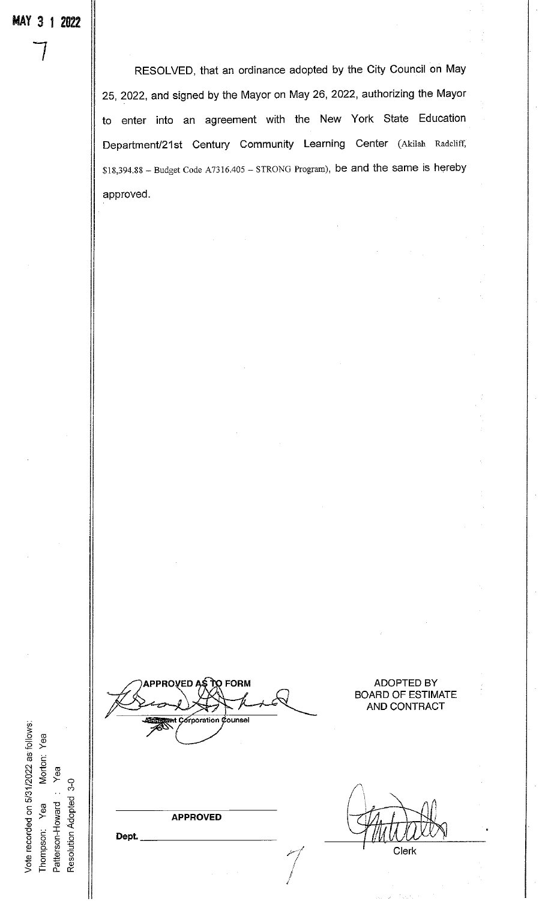MAY 3 1 2022

7

RESOLVED, that an ordinance adopted by the City Council on May 25, 2022, and signed by the Mayor on May 26, 2022, authorizing the Mayor to enter into an agreement with the New York State Education Department/21st Century Community Learning Center (Akilah Radcliff, $18,394.88 – Budget Code A7316.405 – STRONG Program), be and the same is hereby approved.

APPROVED AS TO FORM

Assistant Corporation Counsel

ADOPTED BY
BOARD OF ESTIMATE
AND CONTRACT

APPROVED

Dept. ____________

Clerk

Vote recorded on 5/31/2022 as follows:
Thompson: Yea Morton: Yea
Patterson-Howard : Yea
Resolution Adopted 3-0

7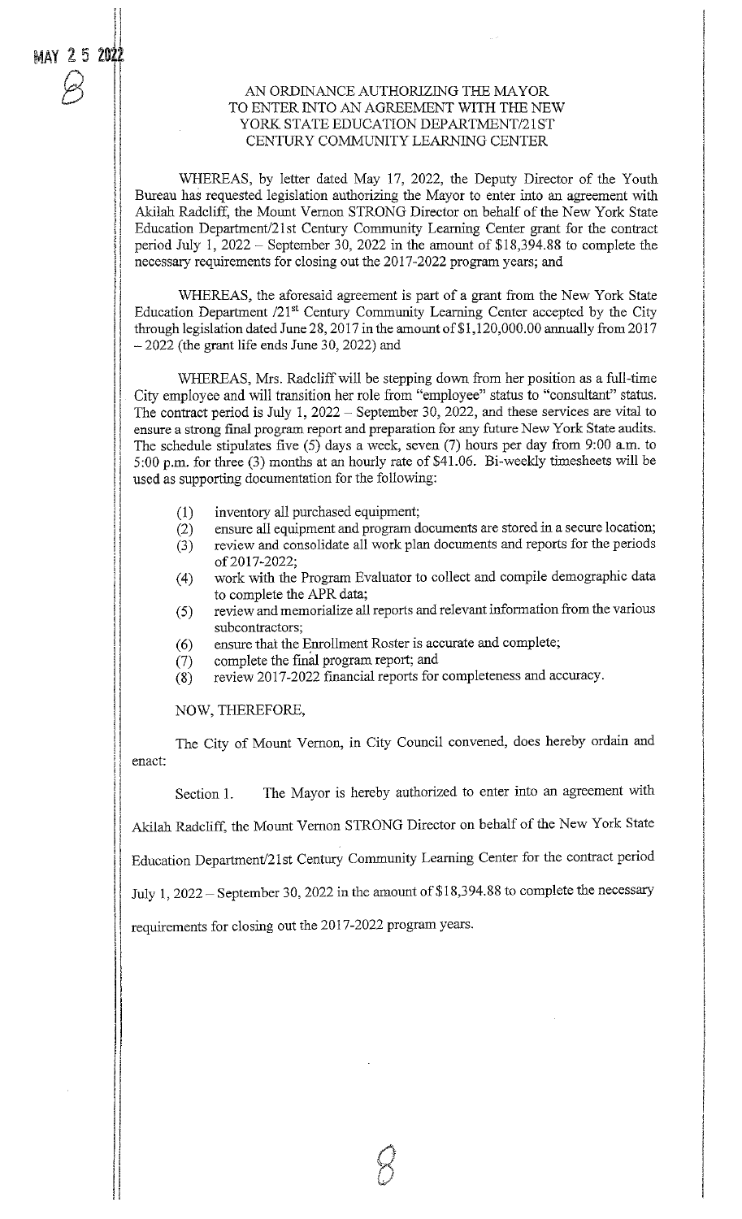MAY 25 2022

8

# AN ORDINANCE AUTHORIZING THE MAYOR TO ENTER INTO AN AGREEMENT WITH THE NEW YORK STATE EDUCATION DEPARTMENT/21ST CENTURY COMMUNITY LEARNING CENTER

WHEREAS, by letter dated May 17, 2022, the Deputy Director of the Youth Bureau has requested legislation authorizing the Mayor to enter into an agreement with Akilah Radcliff, the Mount Vernon STRONG Director on behalf of the New York State Education Department/21st Century Community Learning Center grant for the contract period July 1, 2022 – September 30, 2022 in the amount of $18,394.88 to complete the necessary requirements for closing out the 2017-2022 program years; and

WHEREAS, the aforesaid agreement is part of a grant from the New York State Education Department /21st Century Community Learning Center accepted by the City through legislation dated June 28, 2017 in the amount of $1,120,000.00 annually from 2017 – 2022 (the grant life ends June 30, 2022) and

WHEREAS, Mrs. Radcliff will be stepping down from her position as a full-time City employee and will transition her role from "employee" status to "consultant" status. The contract period is July 1, 2022 – September 30, 2022, and these services are vital to ensure a strong final program report and preparation for any future New York State audits. The schedule stipulates five (5) days a week, seven (7) hours per day from 9:00 a.m. to 5:00 p.m. for three (3) months at an hourly rate of $41.06. Bi-weekly timesheets will be used as supporting documentation for the following:

(1) inventory all purchased equipment;
(2) ensure all equipment and program documents are stored in a secure location;
(3) review and consolidate all work plan documents and reports for the periods of 2017-2022;
(4) work with the Program Evaluator to collect and compile demographic data to complete the APR data;
(5) review and memorialize all reports and relevant information from the various subcontractors;
(6) ensure that the Enrollment Roster is accurate and complete;
(7) complete the final program report; and
(8) review 2017-2022 financial reports for completeness and accuracy.

NOW, THEREFORE,

The City of Mount Vernon, in City Council convened, does hereby ordain and enact:

Section 1. The Mayor is hereby authorized to enter into an agreement with Akilah Radcliff, the Mount Vernon STRONG Director on behalf of the New York State Education Department/21st Century Community Learning Center for the contract period July 1, 2022 – September 30, 2022 in the amount of $18,394.88 to complete the necessary requirements for closing out the 2017-2022 program years.

8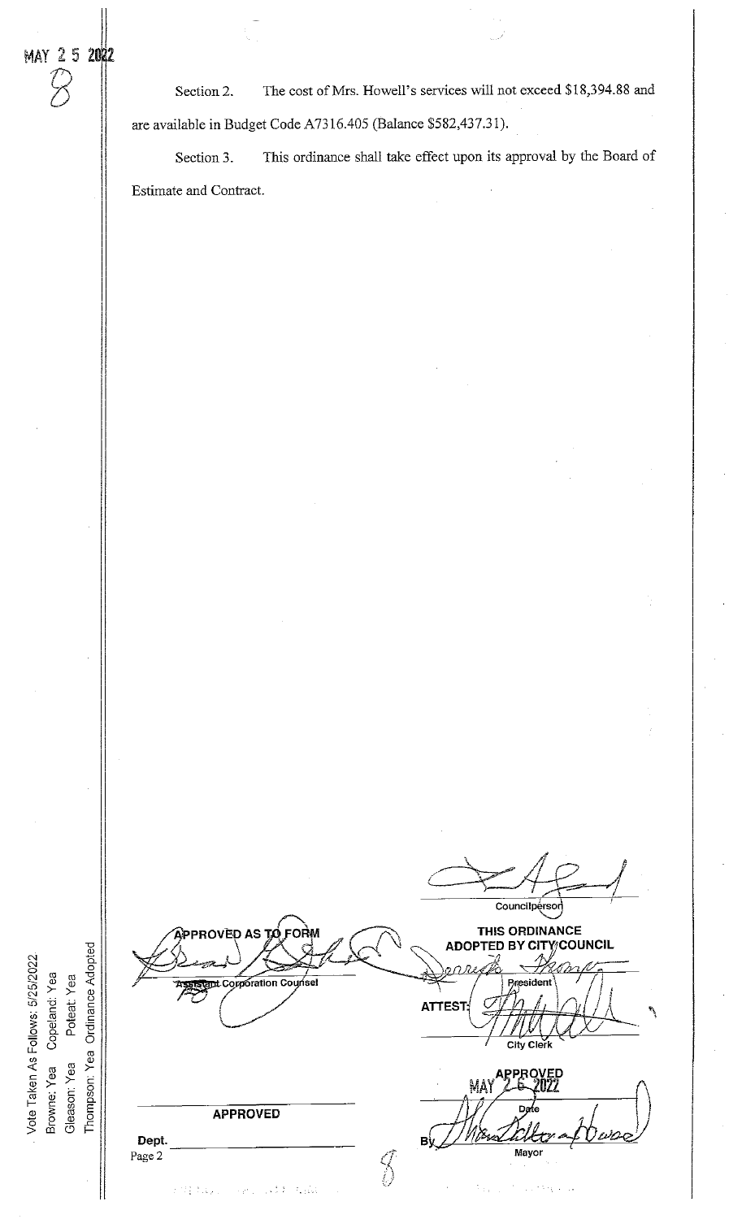MAY 2 5 2022

Section 2. The cost of Mrs. Howell's services will not exceed $18,394.88 and are available in Budget Code A7316.405 (Balance $582,437.31).

Section 3. This ordinance shall take effect upon its approval by the Board of Estimate and Contract.

Councilperson

APPROVED AS TO FORM

Assistant Corporation Counsel

THIS ORDINANCE ADOPTED BY CITY COUNCIL

President

ATTEST:

City Clerk

APPROVED
MAY 2 6 2022

Date

APPROVED

Dept.

By

Mayor

Vote Taken As Follows: 5/25/2022
Browne: Yea Copeland: Yea
Gleason: Yea Poteat: Yea
Thompson: Yea Ordinance Adopted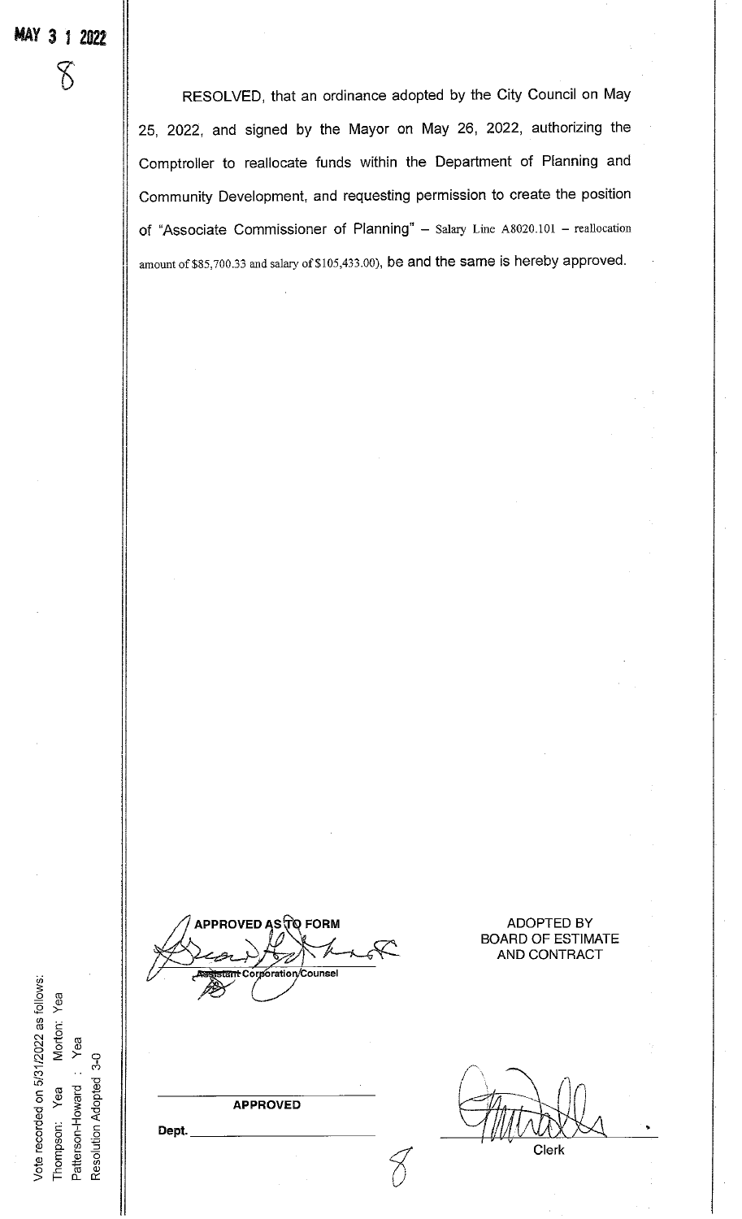MAY 3 1 2022

8

RESOLVED, that an ordinance adopted by the City Council on May 25, 2022, and signed by the Mayor on May 26, 2022, authorizing the Comptroller to reallocate funds within the Department of Planning and Community Development, and requesting permission to create the position of "Associate Commissioner of Planning" – Salary Line A8020.101 – reallocation amount of $85,700.33 and salary of $105,433.00), be and the same is hereby approved.

APPROVED AS TO FORM

Assistant Corporation Counsel

ADOPTED BY BOARD OF ESTIMATE AND CONTRACT

APPROVED

Dept. ____________________

Clerk

Vote recorded on 5/31/2022 as follows:
Thompson: Yea Morton: Yea
Patterson-Howard : Yea
Resolution Adopted 3-0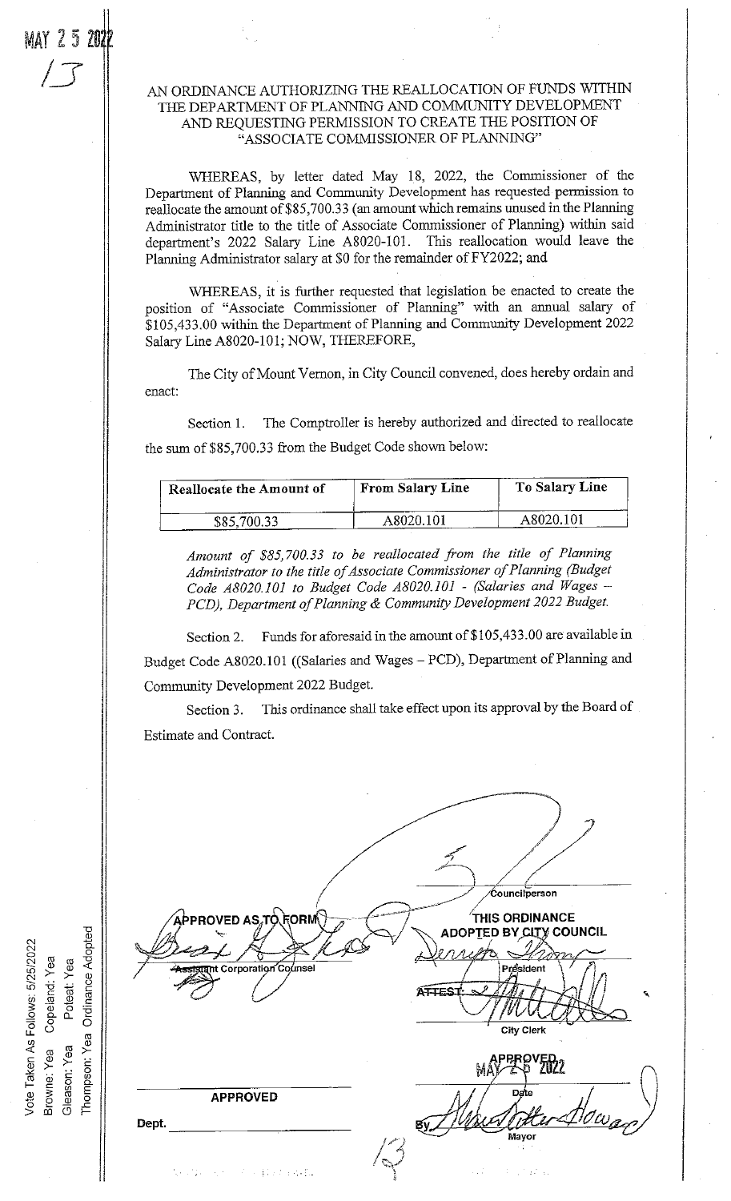MAY 25 2022

13

# AN ORDINANCE AUTHORIZING THE REALLOCATION OF FUNDS WITHIN THE DEPARTMENT OF PLANNING AND COMMUNITY DEVELOPMENT AND REQUESTING PERMISSION TO CREATE THE POSITION OF "ASSOCIATE COMMISSIONER OF PLANNING"

WHEREAS, by letter dated May 18, 2022, the Commissioner of the Department of Planning and Community Development has requested permission to reallocate the amount of $85,700.33 (an amount which remains unused in the Planning Administrator title to the title of Associate Commissioner of Planning) within said department's 2022 Salary Line A8020-101. This reallocation would leave the Planning Administrator salary at $0 for the remainder of FY2022; and

WHEREAS, it is further requested that legislation be enacted to create the position of "Associate Commissioner of Planning" with an annual salary of $105,433.00 within the Department of Planning and Community Development 2022 Salary Line A8020-101; NOW, THEREFORE,

The City of Mount Vernon, in City Council convened, does hereby ordain and enact:

Section 1. The Comptroller is hereby authorized and directed to reallocate the sum of $85,700.33 from the Budget Code shown below:

| Reallocate the Amount of | From Salary Line | To Salary Line |
|---|---|---|
| $85,700.33 | A8020.101 | A8020.101 |

*Amount of $85,700.33 to be reallocated from the title of Planning Administrator to the title of Associate Commissioner of Planning (Budget Code A8020.101 to Budget Code A8020.101 - (Salaries and Wages – PCD), Department of Planning & Community Development 2022 Budget.*

Section 2. Funds for aforesaid in the amount of $105,433.00 are available in Budget Code A8020.101 ((Salaries and Wages – PCD), Department of Planning and Community Development 2022 Budget.

Section 3. This ordinance shall take effect upon its approval by the Board of Estimate and Contract.

Councilperson

APPROVED AS TO FORM

Assistant Corporation Counsel

THIS ORDINANCE ADOPTED BY CITY COUNCIL

President

ATTEST:

City Clerk

APPROVED MAY 25 2022

Date

APPROVED

Dept.

By Mayor

Vote Taken As Follows: 5/25/2022
Browne: Yea Copeland: Yea
Gleason: Yea Poteat: Yea
Thompson: Yea Ordinance Adopted

13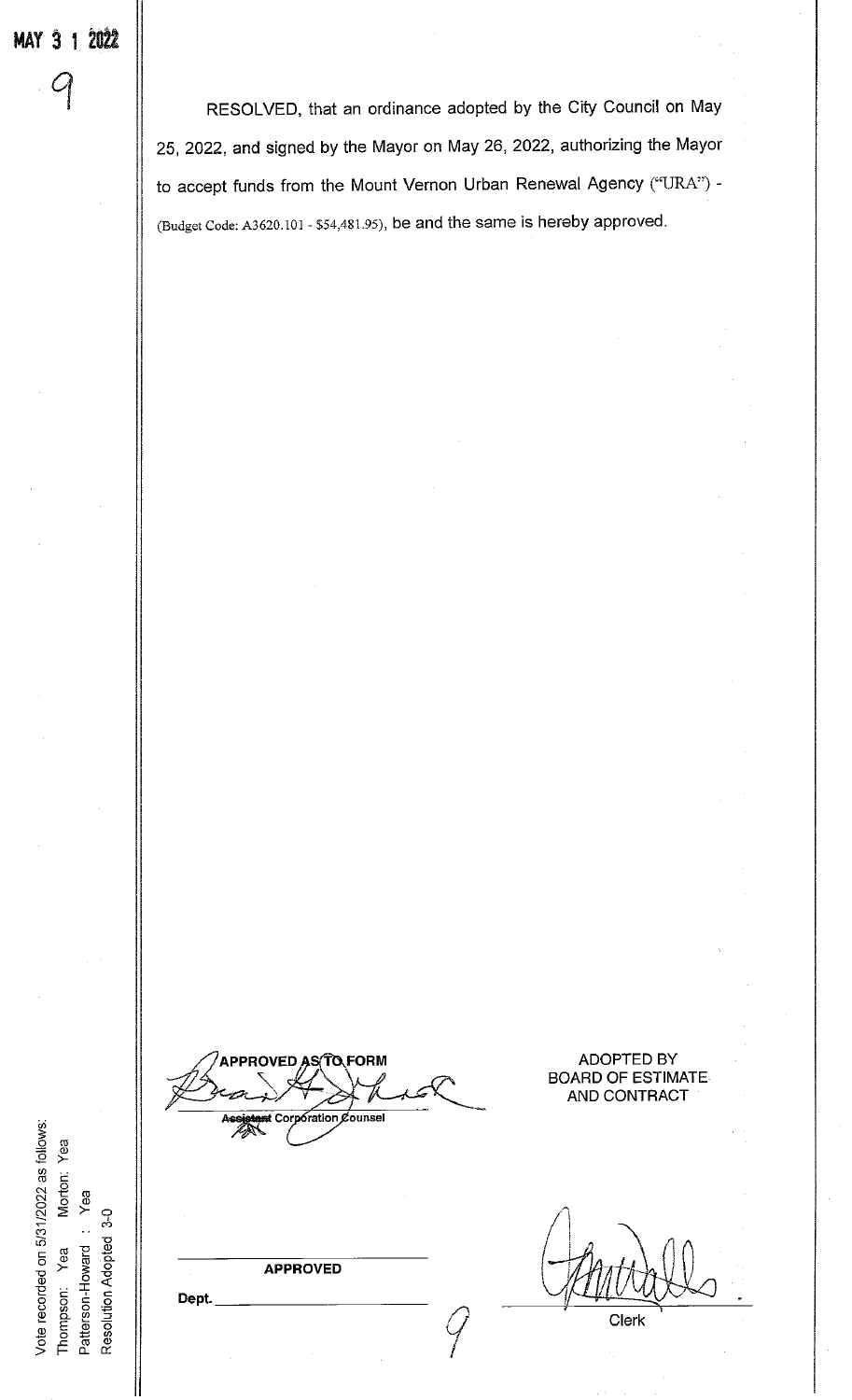MAY 3 1 2022

9

RESOLVED, that an ordinance adopted by the City Council on May 25, 2022, and signed by the Mayor on May 26, 2022, authorizing the Mayor to accept funds from the Mount Vernon Urban Renewal Agency ("URA") - (Budget Code: A3620.101 - $54,481.95), be and the same is hereby approved.

APPROVED AS TO FORM

Assistant Corporation Counsel

ADOPTED BY BOARD OF ESTIMATE AND CONTRACT

APPROVED

Dept. ______________________

Clerk

9

Vote recorded on 5/31/2022 as follows:
Thompson: Yea Morton: Yea
Patterson-Howard : Yea
Resolution Adopted 3-0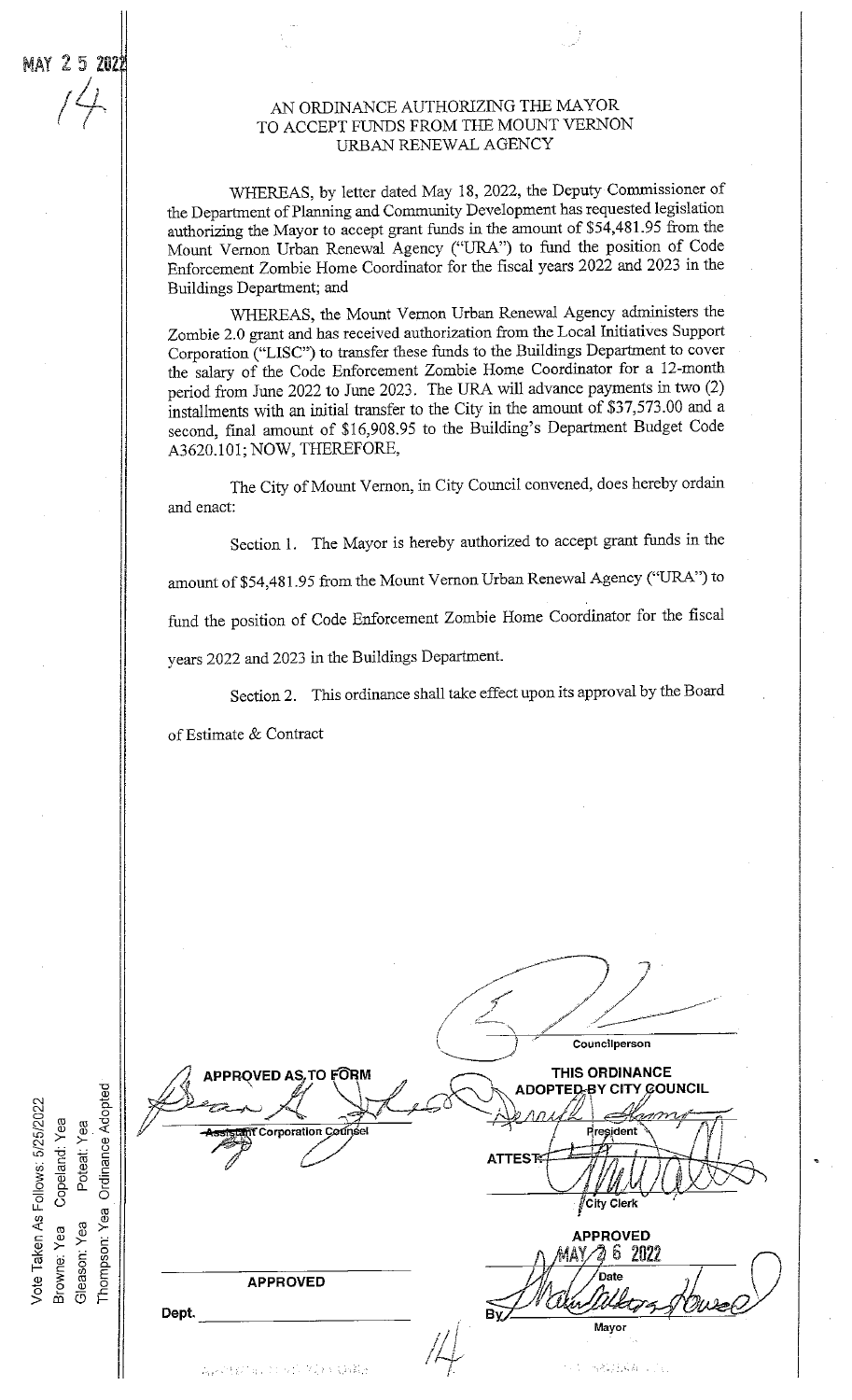MAY 25 2022

14

# AN ORDINANCE AUTHORIZING THE MAYOR TO ACCEPT FUNDS FROM THE MOUNT VERNON URBAN RENEWAL AGENCY

WHEREAS, by letter dated May 18, 2022, the Deputy Commissioner of the Department of Planning and Community Development has requested legislation authorizing the Mayor to accept grant funds in the amount of $54,481.95 from the Mount Vernon Urban Renewal Agency ("URA") to fund the position of Code Enforcement Zombie Home Coordinator for the fiscal years 2022 and 2023 in the Buildings Department; and

WHEREAS, the Mount Vernon Urban Renewal Agency administers the Zombie 2.0 grant and has received authorization from the Local Initiatives Support Corporation ("LISC") to transfer these funds to the Buildings Department to cover the salary of the Code Enforcement Zombie Home Coordinator for a 12-month period from June 2022 to June 2023. The URA will advance payments in two (2) installments with an initial transfer to the City in the amount of $37,573.00 and a second, final amount of $16,908.95 to the Building's Department Budget Code A3620.101; NOW, THEREFORE,

The City of Mount Vernon, in City Council convened, does hereby ordain and enact:

Section 1. The Mayor is hereby authorized to accept grant funds in the amount of $54,481.95 from the Mount Vernon Urban Renewal Agency ("URA") to fund the position of Code Enforcement Zombie Home Coordinator for the fiscal years 2022 and 2023 in the Buildings Department.

Section 2. This ordinance shall take effect upon its approval by the Board of Estimate & Contract

Councilperson

APPROVED AS TO FORM

Assistant Corporation Counsel

THIS ORDINANCE ADOPTED BY CITY COUNCIL

President

ATTEST:

City Clerk

APPROVED

MAY 26 2022

Date

By

Mayor

APPROVED

Dept. \_\_\_\_\_\_\_\_\_\_

Vote Taken As Follows: 5/25/2022
Browne: Yea Copeland: Yea
Gleason: Yea Poteat: Yea
Thompson: Yea Ordinance Adopted

14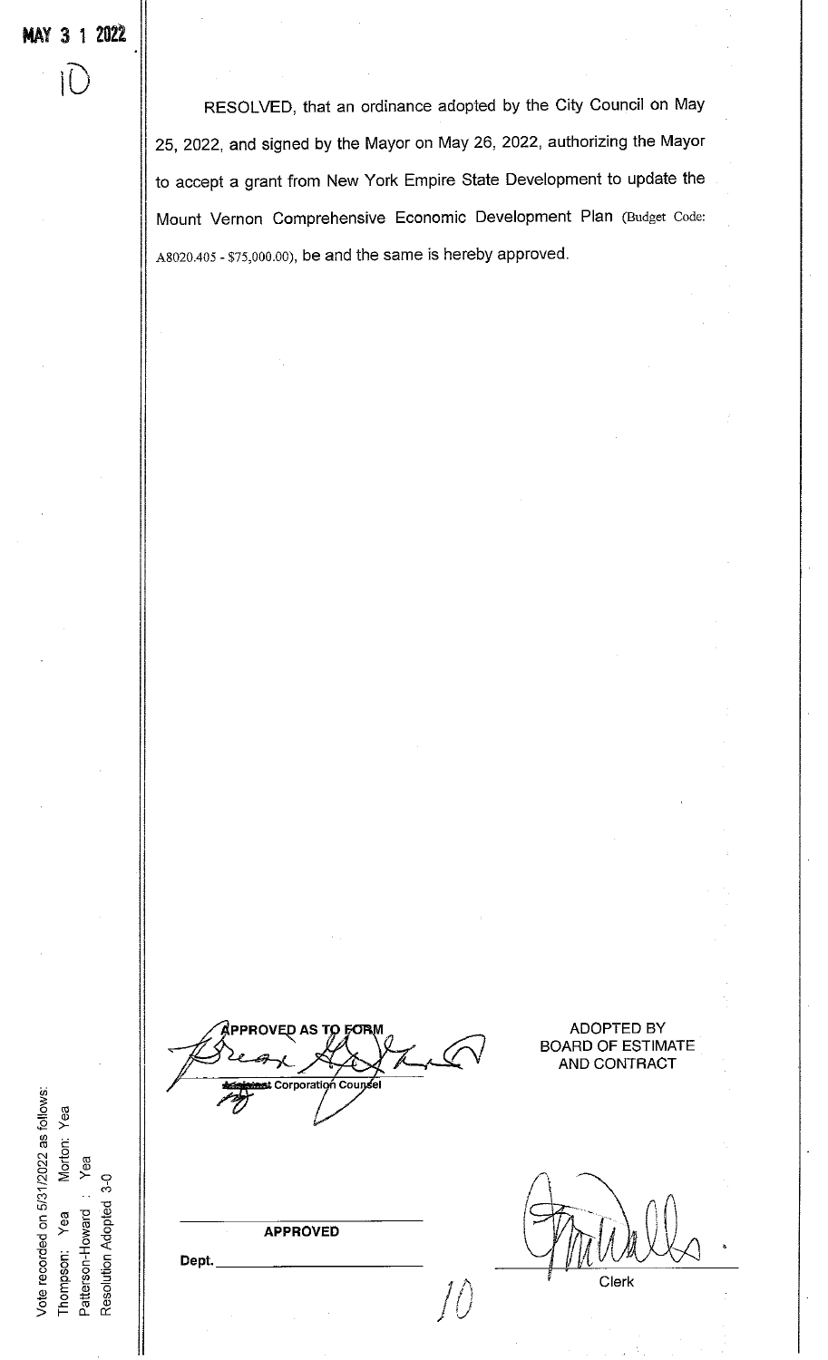MAY 3 1 2022

10

RESOLVED, that an ordinance adopted by the City Council on May 25, 2022, and signed by the Mayor on May 26, 2022, authorizing the Mayor to accept a grant from New York Empire State Development to update the Mount Vernon Comprehensive Economic Development Plan (Budget Code: A8020.405 - $75,000.00), be and the same is hereby approved.

APPROVED AS TO FORM

Assistant Corporation Counsel

ADOPTED BY
BOARD OF ESTIMATE
AND CONTRACT

APPROVED

Dept. ______________________

Clerk

10

Vote recorded on 5/31/2022 as follows:
Thompson: Yea  Morton: Yea
Patterson-Howard : Yea
Resolution Adopted 3-0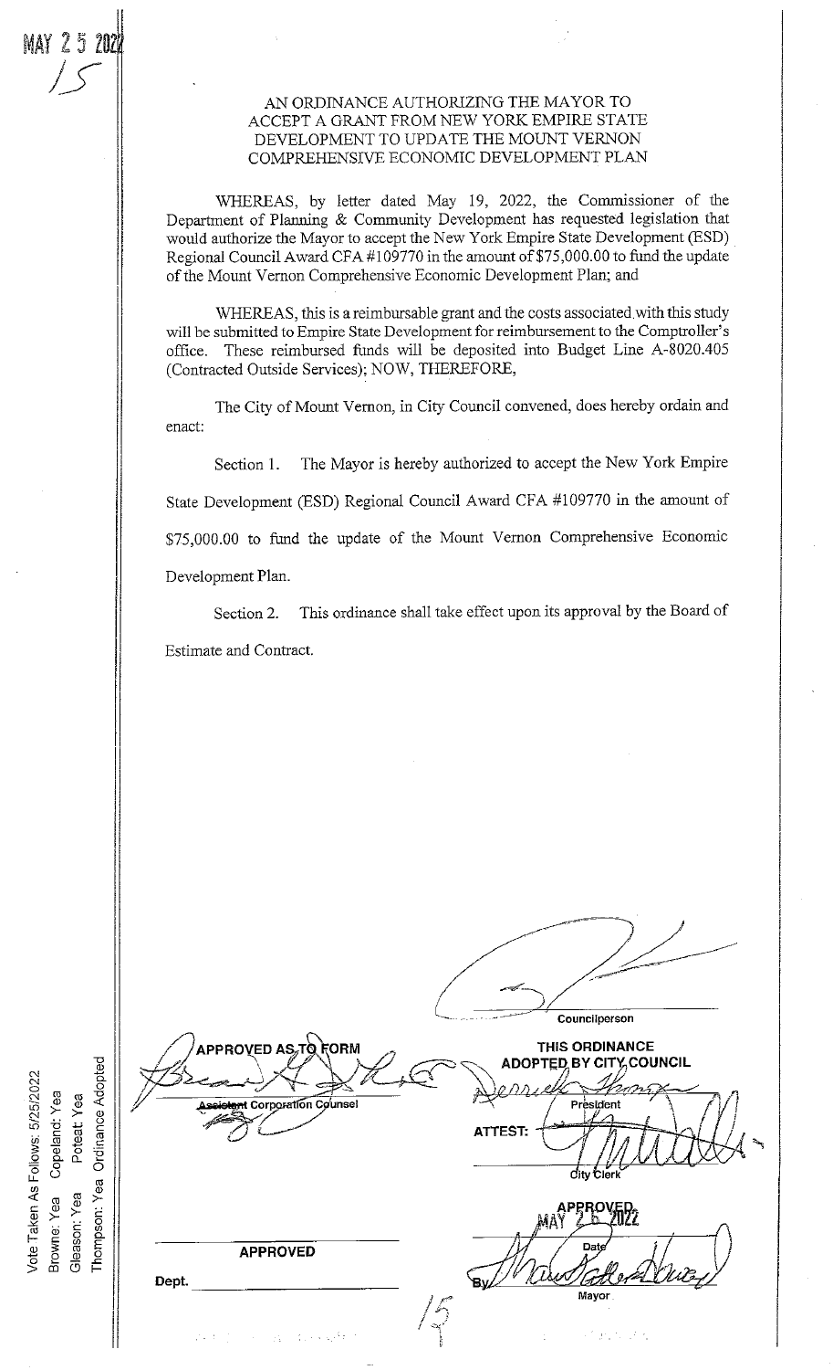MAY 25 2022

15

AN ORDINANCE AUTHORIZING THE MAYOR TO ACCEPT A GRANT FROM NEW YORK EMPIRE STATE DEVELOPMENT TO UPDATE THE MOUNT VERNON COMPREHENSIVE ECONOMIC DEVELOPMENT PLAN

WHEREAS, by letter dated May 19, 2022, the Commissioner of the Department of Planning & Community Development has requested legislation that would authorize the Mayor to accept the New York Empire State Development (ESD) Regional Council Award CFA #109770 in the amount of $75,000.00 to fund the update of the Mount Vernon Comprehensive Economic Development Plan; and

WHEREAS, this is a reimbursable grant and the costs associated with this study will be submitted to Empire State Development for reimbursement to the Comptroller's office. These reimbursed funds will be deposited into Budget Line A-8020.405 (Contracted Outside Services); NOW, THEREFORE,

The City of Mount Vernon, in City Council convened, does hereby ordain and enact:

Section 1. The Mayor is hereby authorized to accept the New York Empire State Development (ESD) Regional Council Award CFA #109770 in the amount of $75,000.00 to fund the update of the Mount Vernon Comprehensive Economic Development Plan.

Section 2. This ordinance shall take effect upon its approval by the Board of Estimate and Contract.

Councilperson

APPROVED AS TO FORM

Assistant Corporation Counsel

THIS ORDINANCE ADOPTED BY CITY COUNCIL

President

ATTEST:

City Clerk

APPROVED

Dept.

APPROVED MAY 26 2022

Date

By

Mayor

Vote Taken As Follows: 5/25/2022
Browne: Yea Copeland: Yea
Gleason: Yea Poteat: Yea
Thompson: Yea Ordinance Adopted

15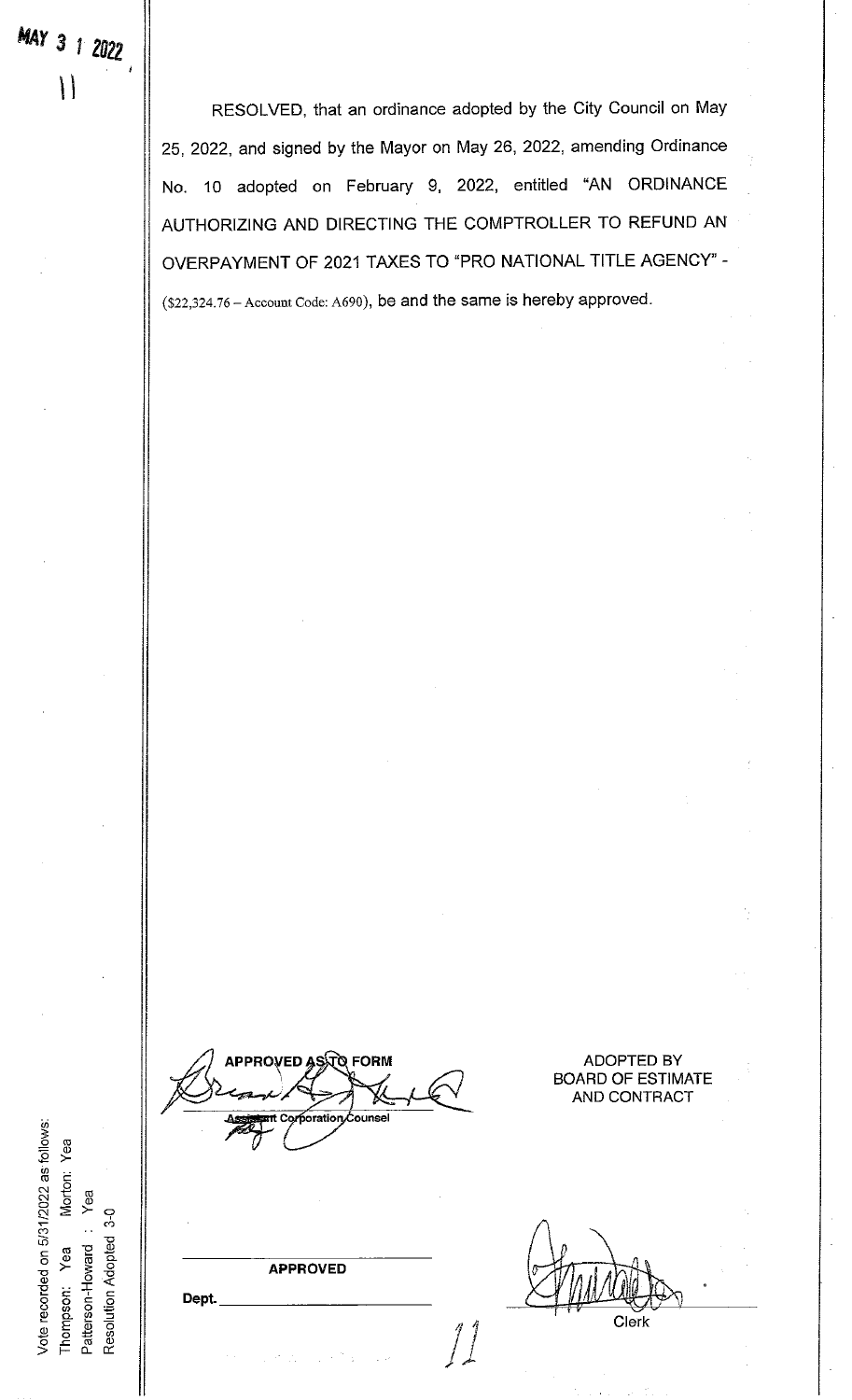MAY 3 1 2022

11

RESOLVED, that an ordinance adopted by the City Council on May 25, 2022, and signed by the Mayor on May 26, 2022, amending Ordinance No. 10 adopted on February 9, 2022, entitled "AN ORDINANCE AUTHORIZING AND DIRECTING THE COMPTROLLER TO REFUND AN OVERPAYMENT OF 2021 TAXES TO "PRO NATIONAL TITLE AGENCY" - ($22,324.76 – Account Code: A690), be and the same is hereby approved.

APPROVED AS TO FORM

Assistant Corporation Counsel

ADOPTED BY
BOARD OF ESTIMATE
AND CONTRACT

APPROVED

Dept. ______________

Clerk

Vote recorded on 5/31/2022 as follows:
Thompson: Yea Morton: Yea
Patterson-Howard : Yea
Resolution Adopted 3-0

11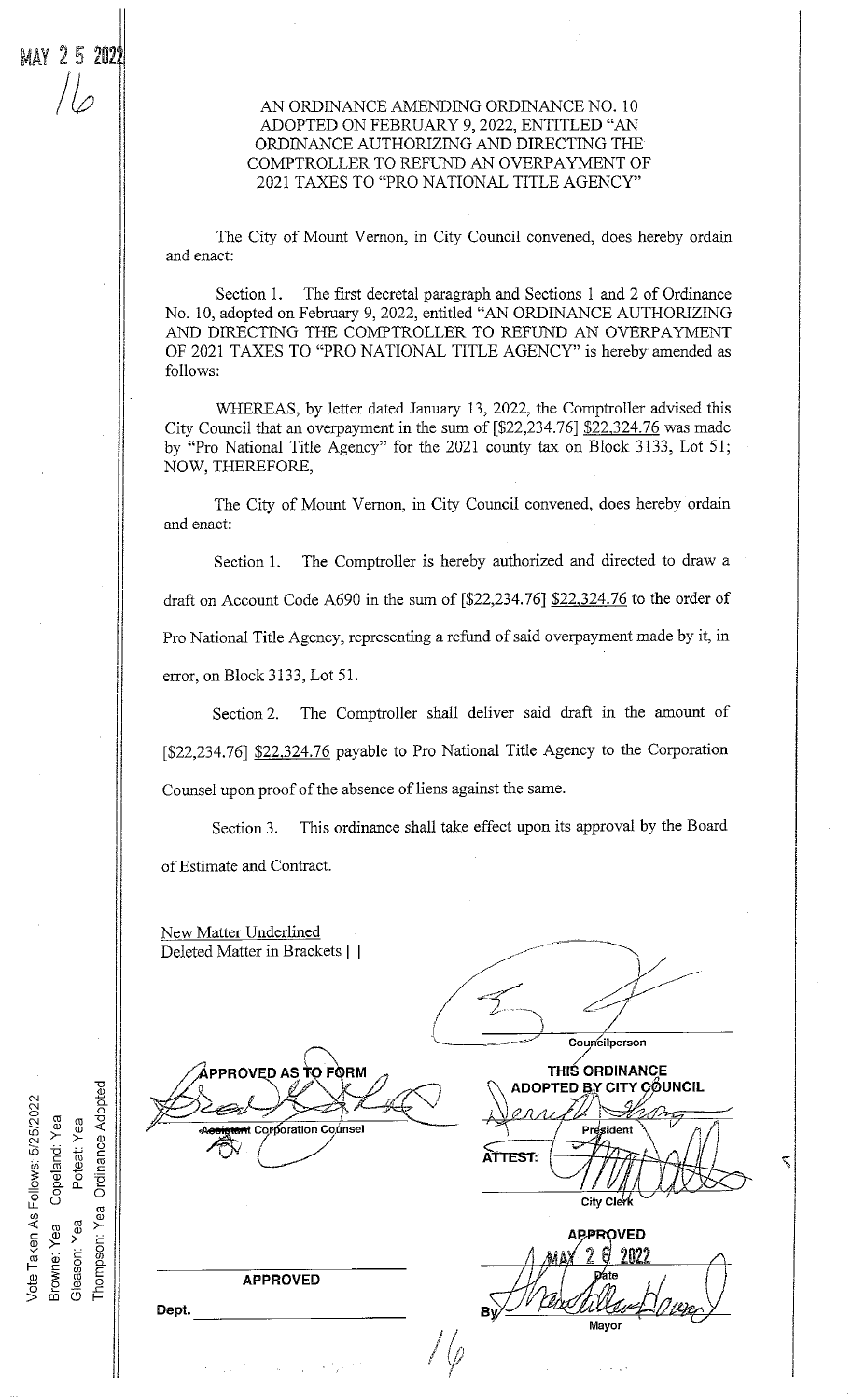MAY 25 2022

16

AN ORDINANCE AMENDING ORDINANCE NO. 10 ADOPTED ON FEBRUARY 9, 2022, ENTITLED "AN ORDINANCE AUTHORIZING AND DIRECTING THE COMPTROLLER TO REFUND AN OVERPAYMENT OF 2021 TAXES TO "PRO NATIONAL TITLE AGENCY"

The City of Mount Vernon, in City Council convened, does hereby ordain and enact:

Section 1. The first decretal paragraph and Sections 1 and 2 of Ordinance No. 10, adopted on February 9, 2022, entitled "AN ORDINANCE AUTHORIZING AND DIRECTING THE COMPTROLLER TO REFUND AN OVERPAYMENT OF 2021 TAXES TO "PRO NATIONAL TITLE AGENCY" is hereby amended as follows:

WHEREAS, by letter dated January 13, 2022, the Comptroller advised this City Council that an overpayment in the sum of [$22,234.76] <u>$22,324.76</u> was made by "Pro National Title Agency" for the 2021 county tax on Block 3133, Lot 51; NOW, THEREFORE,

The City of Mount Vernon, in City Council convened, does hereby ordain and enact:

Section 1. The Comptroller is hereby authorized and directed to draw a draft on Account Code A690 in the sum of [$22,234.76] <u>$22,324.76</u> to the order of Pro National Title Agency, representing a refund of said overpayment made by it, in error, on Block 3133, Lot 51.

Section 2. The Comptroller shall deliver said draft in the amount of [$22,234.76] <u>$22,324.76</u> payable to Pro National Title Agency to the Corporation Counsel upon proof of the absence of liens against the same.

Section 3. This ordinance shall take effect upon its approval by the Board of Estimate and Contract.

<u>New Matter Underlined</u>
Deleted Matter in Brackets [ ]

Councilperson

APPROVED AS TO FORM

Assistant Corporation Counsel

THIS ORDINANCE ADOPTED BY CITY COUNCIL

President

ATTEST:

City Clerk

APPROVED

MAY 26 2022

Date

By

Mayor

APPROVED

Dept.

Vote Taken As Follows: 5/25/2022
Browne: Yea Copeland: Yea
Gleason: Yea Poteat: Yea
Thompson: Yea Ordinance Adopted

16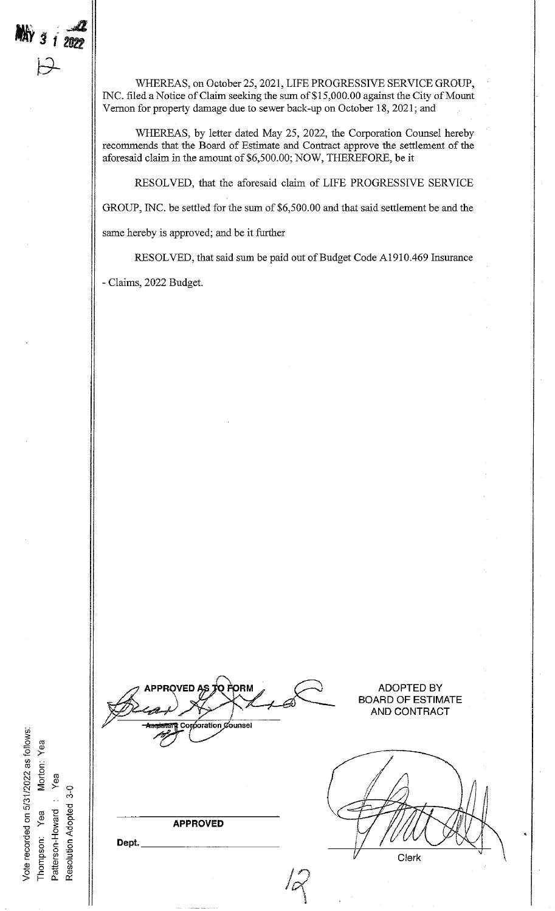MAY 3 1 2022

12

WHEREAS, on October 25, 2021, LIFE PROGRESSIVE SERVICE GROUP, INC. filed a Notice of Claim seeking the sum of $15,000.00 against the City of Mount Vernon for property damage due to sewer back-up on October 18, 2021; and

WHEREAS, by letter dated May 25, 2022, the Corporation Counsel hereby recommends that the Board of Estimate and Contract approve the settlement of the aforesaid claim in the amount of $6,500.00; NOW, THEREFORE, be it

RESOLVED, that the aforesaid claim of LIFE PROGRESSIVE SERVICE GROUP, INC. be settled for the sum of $6,500.00 and that said settlement be and the same hereby is approved; and be it further

RESOLVED, that said sum be paid out of Budget Code A1910.469 Insurance - Claims, 2022 Budget.

APPROVED AS TO FORM

~~Assistant~~ Corporation Counsel

ADOPTED BY BOARD OF ESTIMATE AND CONTRACT

APPROVED

Dept.

Clerk

Vote recorded on 5/31/2022 as follows:
Thompson: Yea Morton: Yea
Patterson-Howard : Yea
Resolution Adopted 3-0

12